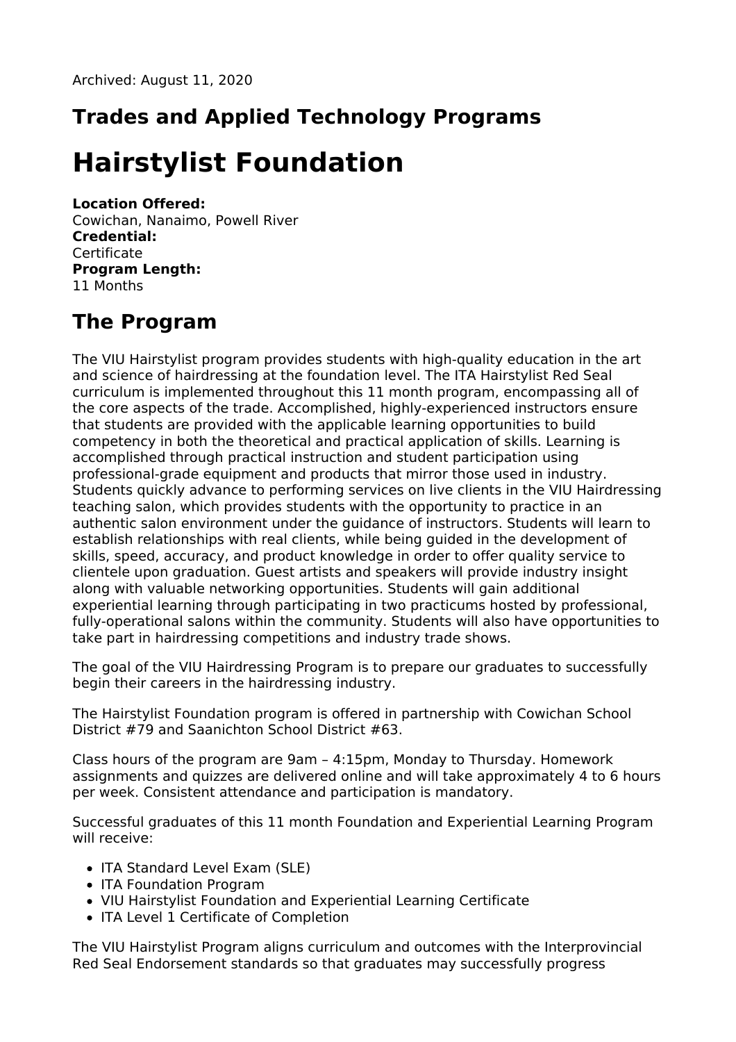Archived: August 11, 2020

## Trades and Applied Technology Programs

# Hairstylist Foundation

**Location Offered:**
Cowichan, Nanaimo, Powell River
**Credential:**
Certificate
**Program Length:**
11 Months

## The Program

The VIU Hairstylist program provides students with high-quality education in the art and science of hairdressing at the foundation level. The ITA Hairstylist Red Seal curriculum is implemented throughout this 11 month program, encompassing all of the core aspects of the trade. Accomplished, highly-experienced instructors ensure that students are provided with the applicable learning opportunities to build competency in both the theoretical and practical application of skills. Learning is accomplished through practical instruction and student participation using professional-grade equipment and products that mirror those used in industry. Students quickly advance to performing services on live clients in the VIU Hairdressing teaching salon, which provides students with the opportunity to practice in an authentic salon environment under the guidance of instructors. Students will learn to establish relationships with real clients, while being guided in the development of skills, speed, accuracy, and product knowledge in order to offer quality service to clientele upon graduation. Guest artists and speakers will provide industry insight along with valuable networking opportunities. Students will gain additional experiential learning through participating in two practicums hosted by professional, fully-operational salons within the community. Students will also have opportunities to take part in hairdressing competitions and industry trade shows.

The goal of the VIU Hairdressing Program is to prepare our graduates to successfully begin their careers in the hairdressing industry.

The Hairstylist Foundation program is offered in partnership with Cowichan School District #79 and Saanichton School District #63.

Class hours of the program are 9am – 4:15pm, Monday to Thursday. Homework assignments and quizzes are delivered online and will take approximately 4 to 6 hours per week. Consistent attendance and participation is mandatory.

Successful graduates of this 11 month Foundation and Experiential Learning Program will receive:

- ITA Standard Level Exam (SLE)
- ITA Foundation Program
- VIU Hairstylist Foundation and Experiential Learning Certificate
- ITA Level 1 Certificate of Completion

The VIU Hairstylist Program aligns curriculum and outcomes with the Interprovincial Red Seal Endorsement standards so that graduates may successfully progress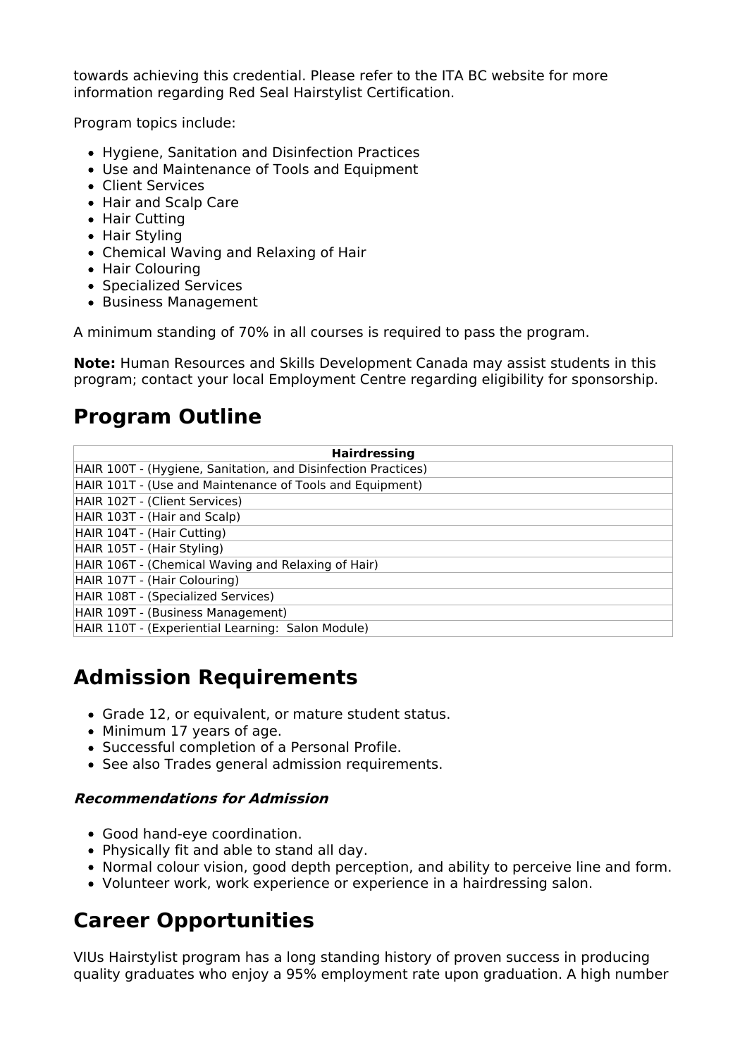towards achieving this credential. Please refer to the ITA BC website for more information regarding Red Seal Hairstylist Certification.

Program topics include:

- Hygiene, Sanitation and Disinfection Practices
- Use and Maintenance of Tools and Equipment
- Client Services
- Hair and Scalp Care
- Hair Cutting
- Hair Styling
- Chemical Waving and Relaxing of Hair
- Hair Colouring
- Specialized Services
- Business Management

A minimum standing of 70% in all courses is required to pass the program.

**Note:** Human Resources and Skills Development Canada may assist students in this program; contact your local Employment Centre regarding eligibility for sponsorship.

## Program Outline

| Hairdressing |
| --- |
| HAIR 100T - (Hygiene, Sanitation, and Disinfection Practices) |
| HAIR 101T - (Use and Maintenance of Tools and Equipment) |
| HAIR 102T - (Client Services) |
| HAIR 103T - (Hair and Scalp) |
| HAIR 104T - (Hair Cutting) |
| HAIR 105T - (Hair Styling) |
| HAIR 106T - (Chemical Waving and Relaxing of Hair) |
| HAIR 107T - (Hair Colouring) |
| HAIR 108T - (Specialized Services) |
| HAIR 109T - (Business Management) |
| HAIR 110T - (Experiential Learning: Salon Module) |

## Admission Requirements

- Grade 12, or equivalent, or mature student status.
- Minimum 17 years of age.
- Successful completion of a Personal Profile.
- See also Trades general admission requirements.

### *Recommendations for Admission*

- Good hand-eye coordination.
- Physically fit and able to stand all day.
- Normal colour vision, good depth perception, and ability to perceive line and form.
- Volunteer work, work experience or experience in a hairdressing salon.

## Career Opportunities

VIUs Hairstylist program has a long standing history of proven success in producing quality graduates who enjoy a 95% employment rate upon graduation. A high number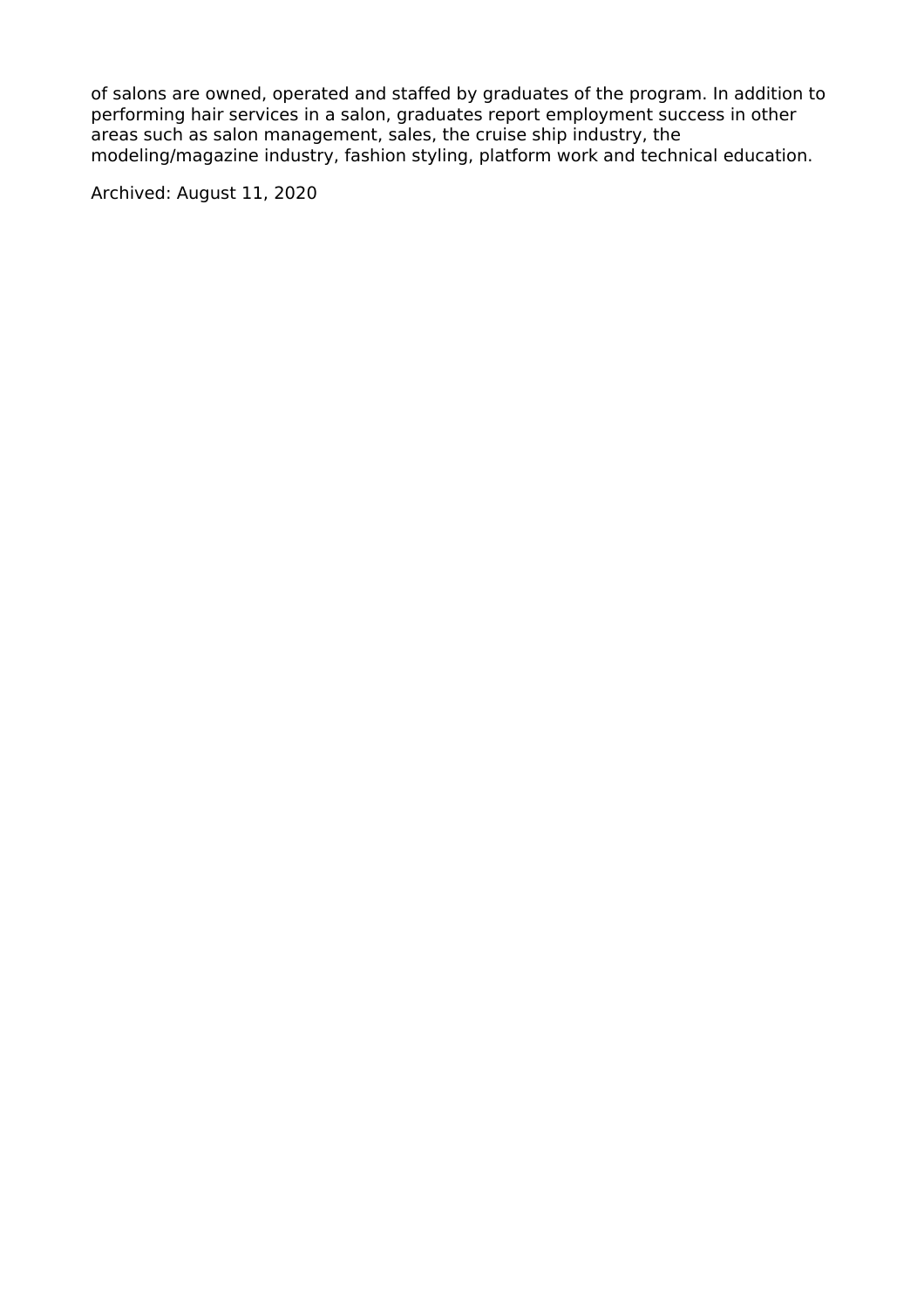of salons are owned, operated and staffed by graduates of the program. In addition to performing hair services in a salon, graduates report employment success in other areas such as salon management, sales, the cruise ship industry, the modeling/magazine industry, fashion styling, platform work and technical education.

Archived: August 11, 2020